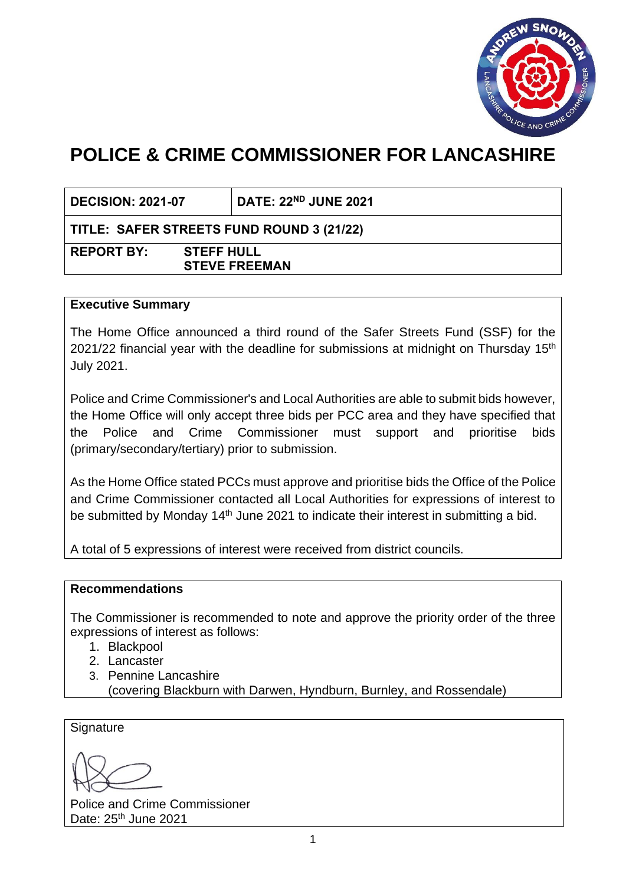# POLICE & CRIME COMMISSIONER FOR LANCASHIRE

| DECISION: 2021-07 | DATE: 22ND JUNE 2021 |
|---|---|
| TITLE: SAFER STREETS FUND ROUND 3 (21/22) | |
| REPORT BY: STEFF HULL<br>STEVE FREEMAN | |

**Executive Summary**

The Home Office announced a third round of the Safer Streets Fund (SSF) for the 2021/22 financial year with the deadline for submissions at midnight on Thursday 15th July 2021.

Police and Crime Commissioner's and Local Authorities are able to submit bids however, the Home Office will only accept three bids per PCC area and they have specified that the Police and Crime Commissioner must support and prioritise bids (primary/secondary/tertiary) prior to submission.

As the Home Office stated PCCs must approve and prioritise bids the Office of the Police and Crime Commissioner contacted all Local Authorities for expressions of interest to be submitted by Monday 14th June 2021 to indicate their interest in submitting a bid.

A total of 5 expressions of interest were received from district councils.

**Recommendations**

The Commissioner is recommended to note and approve the priority order of the three expressions of interest as follows:

1. Blackpool
2. Lancaster
3. Pennine Lancashire
   (covering Blackburn with Darwen, Hyndburn, Burnley, and Rossendale)

Signature

Police and Crime Commissioner
Date: 25th June 2021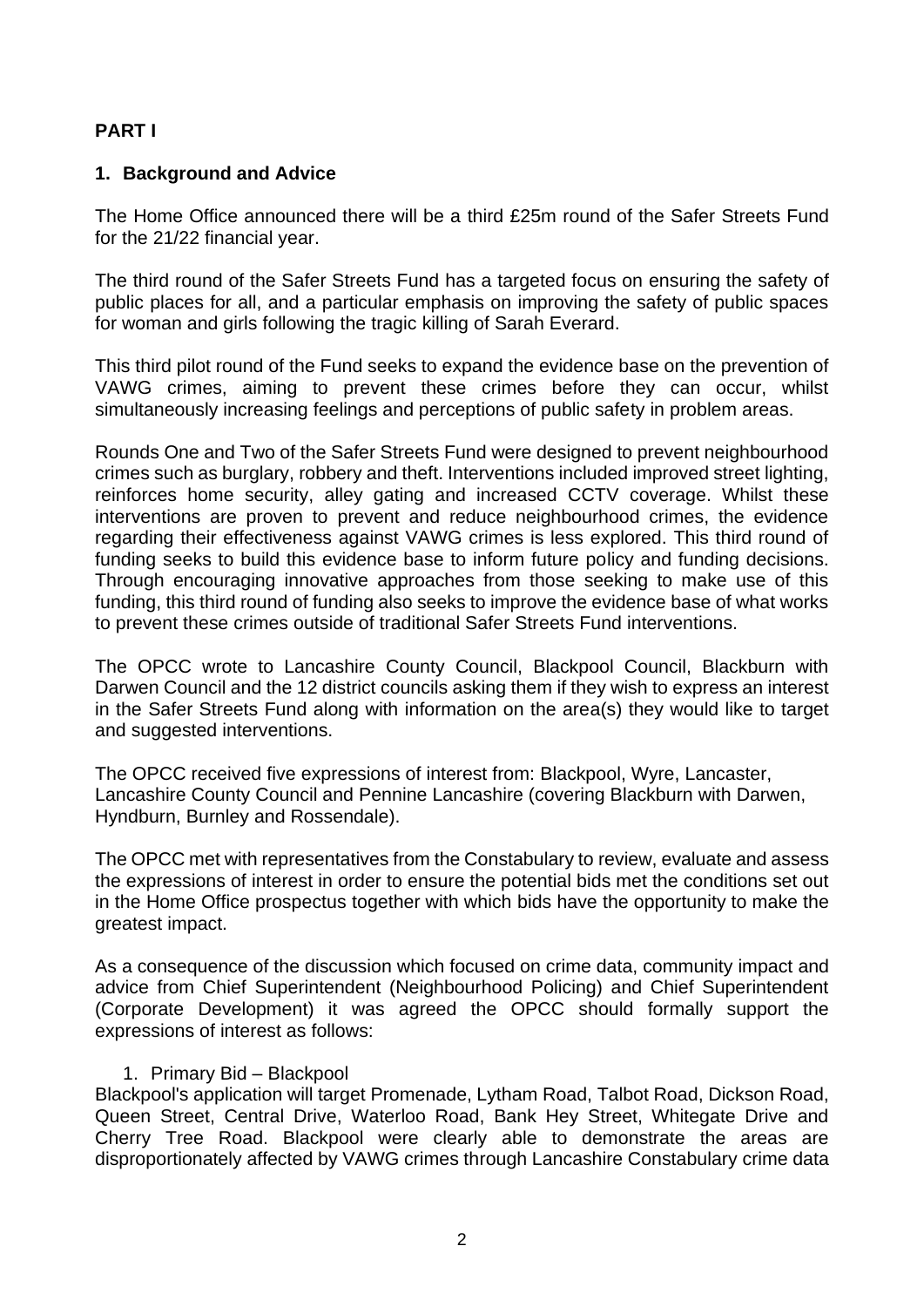**PART I**

## 1. Background and Advice

The Home Office announced there will be a third £25m round of the Safer Streets Fund for the 21/22 financial year.

The third round of the Safer Streets Fund has a targeted focus on ensuring the safety of public places for all, and a particular emphasis on improving the safety of public spaces for woman and girls following the tragic killing of Sarah Everard.

This third pilot round of the Fund seeks to expand the evidence base on the prevention of VAWG crimes, aiming to prevent these crimes before they can occur, whilst simultaneously increasing feelings and perceptions of public safety in problem areas.

Rounds One and Two of the Safer Streets Fund were designed to prevent neighbourhood crimes such as burglary, robbery and theft. Interventions included improved street lighting, reinforces home security, alley gating and increased CCTV coverage. Whilst these interventions are proven to prevent and reduce neighbourhood crimes, the evidence regarding their effectiveness against VAWG crimes is less explored. This third round of funding seeks to build this evidence base to inform future policy and funding decisions. Through encouraging innovative approaches from those seeking to make use of this funding, this third round of funding also seeks to improve the evidence base of what works to prevent these crimes outside of traditional Safer Streets Fund interventions.

The OPCC wrote to Lancashire County Council, Blackpool Council, Blackburn with Darwen Council and the 12 district councils asking them if they wish to express an interest in the Safer Streets Fund along with information on the area(s) they would like to target and suggested interventions.

The OPCC received five expressions of interest from: Blackpool, Wyre, Lancaster, Lancashire County Council and Pennine Lancashire (covering Blackburn with Darwen, Hyndburn, Burnley and Rossendale).

The OPCC met with representatives from the Constabulary to review, evaluate and assess the expressions of interest in order to ensure the potential bids met the conditions set out in the Home Office prospectus together with which bids have the opportunity to make the greatest impact.

As a consequence of the discussion which focused on crime data, community impact and advice from Chief Superintendent (Neighbourhood Policing) and Chief Superintendent (Corporate Development) it was agreed the OPCC should formally support the expressions of interest as follows:

1. Primary Bid – Blackpool

Blackpool's application will target Promenade, Lytham Road, Talbot Road, Dickson Road, Queen Street, Central Drive, Waterloo Road, Bank Hey Street, Whitegate Drive and Cherry Tree Road. Blackpool were clearly able to demonstrate the areas are disproportionately affected by VAWG crimes through Lancashire Constabulary crime data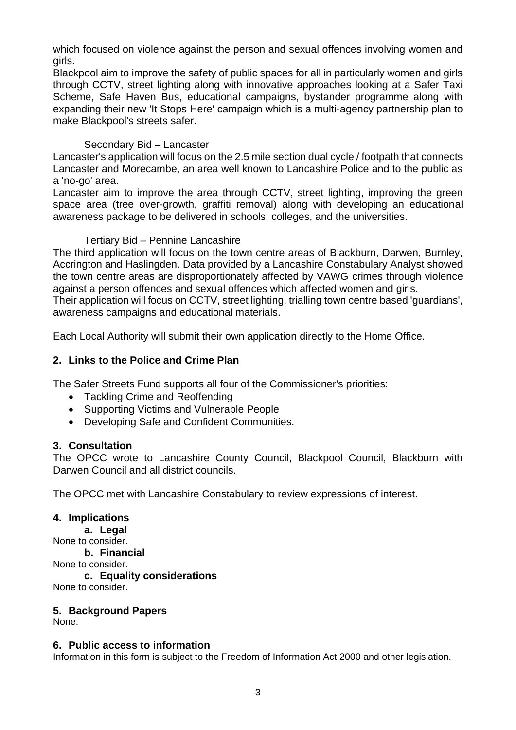which focused on violence against the person and sexual offences involving women and girls.

Blackpool aim to improve the safety of public spaces for all in particularly women and girls through CCTV, street lighting along with innovative approaches looking at a Safer Taxi Scheme, Safe Haven Bus, educational campaigns, bystander programme along with expanding their new 'It Stops Here' campaign which is a multi-agency partnership plan to make Blackpool's streets safer.

Secondary Bid – Lancaster

Lancaster's application will focus on the 2.5 mile section dual cycle / footpath that connects Lancaster and Morecambe, an area well known to Lancashire Police and to the public as a 'no-go' area.

Lancaster aim to improve the area through CCTV, street lighting, improving the green space area (tree over-growth, graffiti removal) along with developing an educational awareness package to be delivered in schools, colleges, and the universities.

Tertiary Bid – Pennine Lancashire

The third application will focus on the town centre areas of Blackburn, Darwen, Burnley, Accrington and Haslingden. Data provided by a Lancashire Constabulary Analyst showed the town centre areas are disproportionately affected by VAWG crimes through violence against a person offences and sexual offences which affected women and girls.

Their application will focus on CCTV, street lighting, trialling town centre based 'guardians', awareness campaigns and educational materials.

Each Local Authority will submit their own application directly to the Home Office.

## 2. Links to the Police and Crime Plan

The Safer Streets Fund supports all four of the Commissioner's priorities:

- Tackling Crime and Reoffending
- Supporting Victims and Vulnerable People
- Developing Safe and Confident Communities.

## 3. Consultation

The OPCC wrote to Lancashire County Council, Blackpool Council, Blackburn with Darwen Council and all district councils.

The OPCC met with Lancashire Constabulary to review expressions of interest.

## 4. Implications

### a. Legal

None to consider.

### b. Financial

None to consider.

### c. Equality considerations

None to consider.

## 5. Background Papers

None.

## 6. Public access to information

Information in this form is subject to the Freedom of Information Act 2000 and other legislation.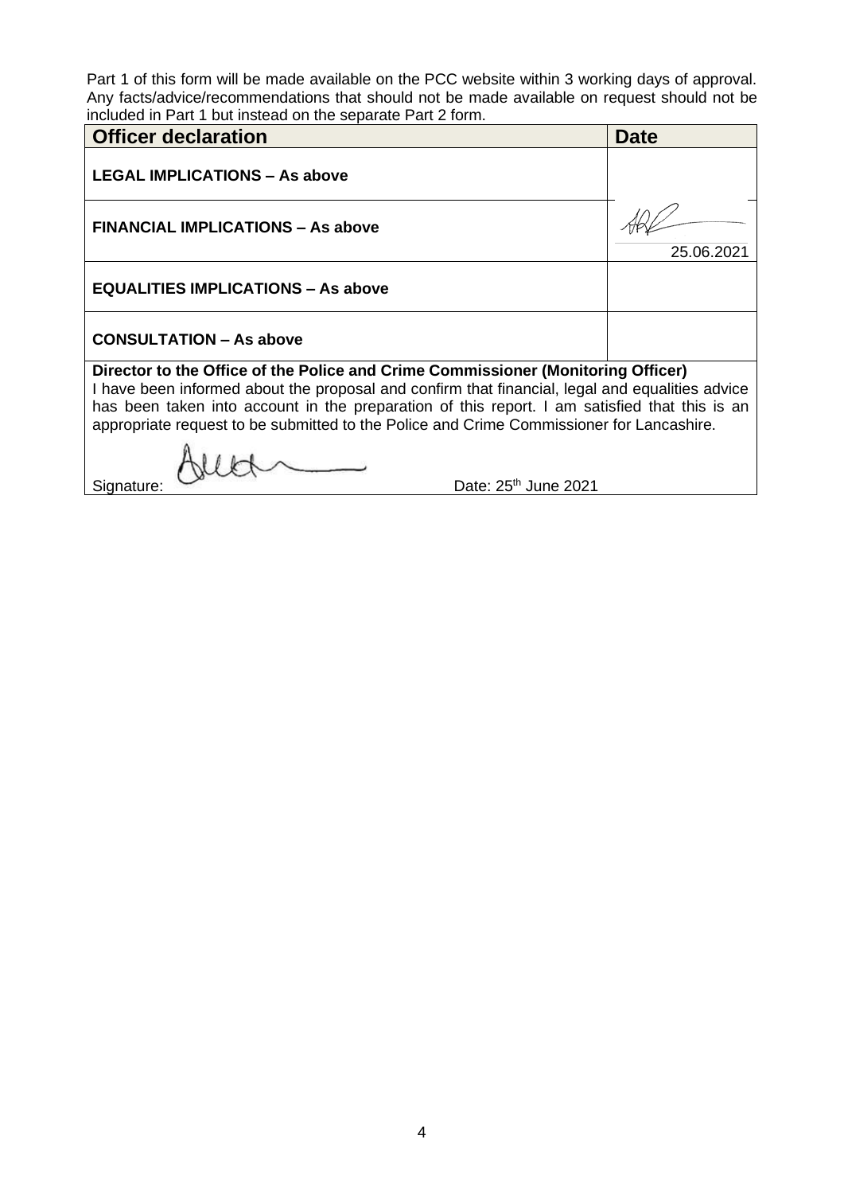Part 1 of this form will be made available on the PCC website within 3 working days of approval. Any facts/advice/recommendations that should not be made available on request should not be included in Part 1 but instead on the separate Part 2 form.

| **Officer declaration** | **Date** |
| --- | --- |
| **LEGAL IMPLICATIONS – As above** | |
| **FINANCIAL IMPLICATIONS – As above** | 25.06.2021 |
| **EQUALITIES IMPLICATIONS – As above** | |
| **CONSULTATION – As above** | |

**Director to the Office of the Police and Crime Commissioner (Monitoring Officer)**

I have been informed about the proposal and confirm that financial, legal and equalities advice has been taken into account in the preparation of this report. I am satisfied that this is an appropriate request to be submitted to the Police and Crime Commissioner for Lancashire.

Signature: Date: 25th June 2021